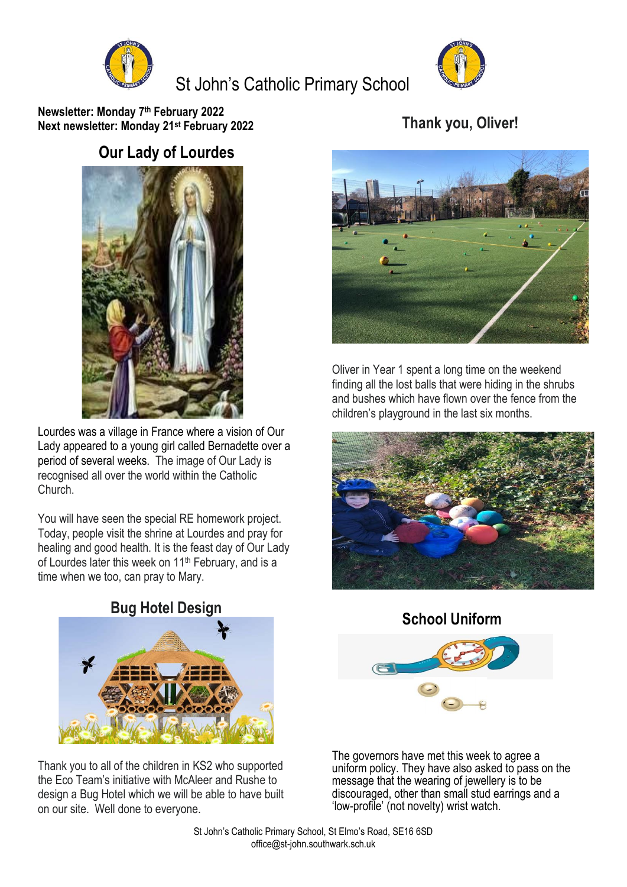# St John's Catholic Primary School

**Newsletter: Monday 7th February 2022**
**Next newsletter: Monday 21st February 2022**

## Our Lady of Lourdes

Lourdes was a village in France where a vision of Our Lady appeared to a young girl called Bernadette over a period of several weeks. The image of Our Lady is recognised all over the world within the Catholic Church.

You will have seen the special RE homework project. Today, people visit the shrine at Lourdes and pray for healing and good health. It is the feast day of Our Lady of Lourdes later this week on 11th February, and is a time when we too, can pray to Mary.

## Bug Hotel Design

Thank you to all of the children in KS2 who supported the Eco Team's initiative with McAleer and Rushe to design a Bug Hotel which we will be able to have built on our site. Well done to everyone.

## Thank you, Oliver!

Oliver in Year 1 spent a long time on the weekend finding all the lost balls that were hiding in the shrubs and bushes which have flown over the fence from the children's playground in the last six months.

## School Uniform

The governors have met this week to agree a uniform policy. They have also asked to pass on the message that the wearing of jewellery is to be discouraged, other than small stud earrings and a 'low-profile' (not novelty) wrist watch.

St John's Catholic Primary School, St Elmo's Road, SE16 6SD
office@st-john.southwark.sch.uk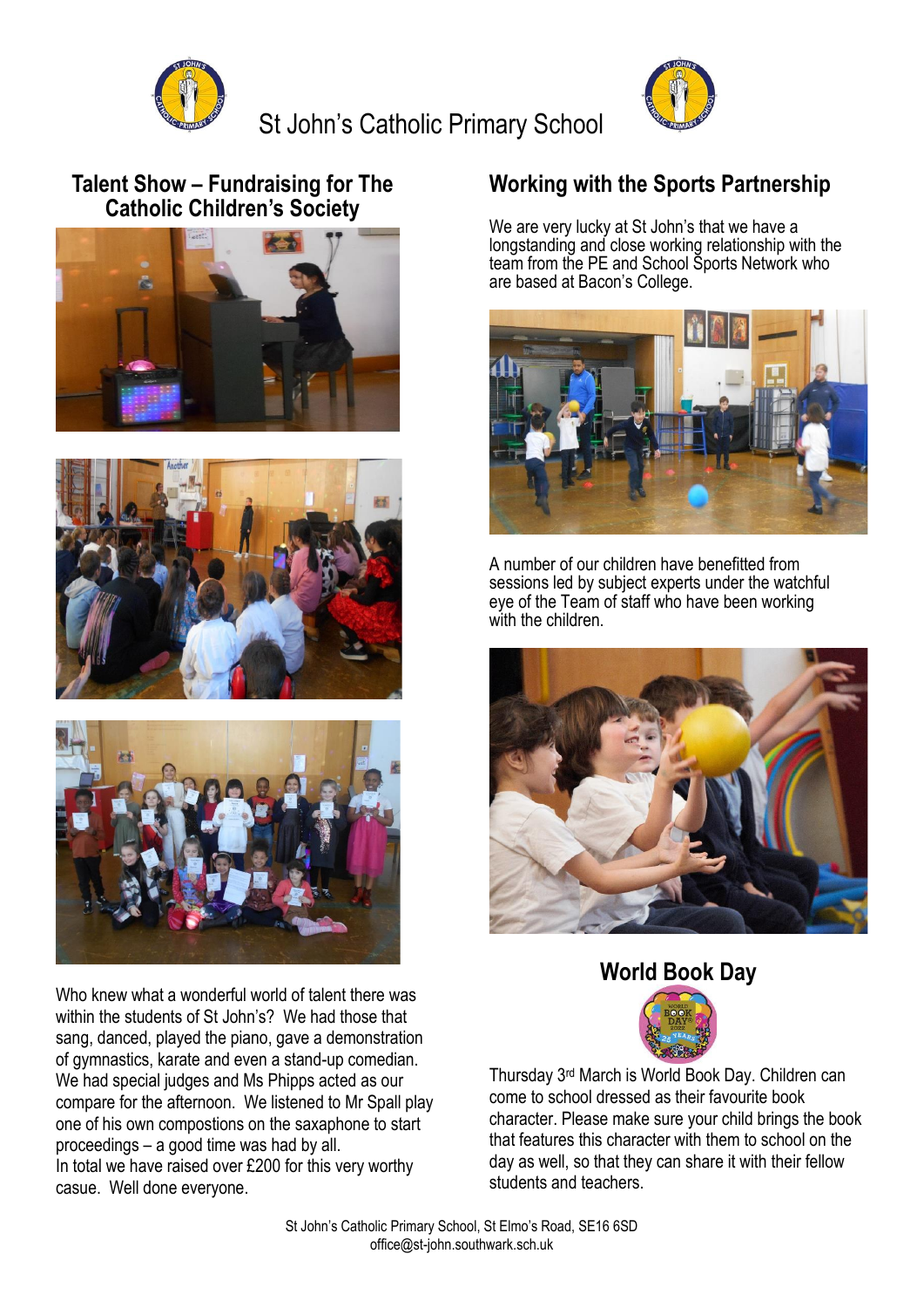# St John's Catholic Primary School

## Talent Show – Fundraising for The Catholic Children's Society

Who knew what a wonderful world of talent there was within the students of St John's? We had those that sang, danced, played the piano, gave a demonstration of gymnastics, karate and even a stand-up comedian. We had special judges and Ms Phipps acted as our compare for the afternoon. We listened to Mr Spall play one of his own compostions on the saxaphone to start proceedings – a good time was had by all.
In total we have raised over £200 for this very worthy casue. Well done everyone.

## Working with the Sports Partnership

We are very lucky at St John's that we have a longstanding and close working relationship with the team from the PE and School Sports Network who are based at Bacon's College.

A number of our children have benefitted from sessions led by subject experts under the watchful eye of the Team of staff who have been working with the children.

## World Book Day

Thursday 3rd March is World Book Day. Children can come to school dressed as their favourite book character. Please make sure your child brings the book that features this character with them to school on the day as well, so that they can share it with their fellow students and teachers.

St John's Catholic Primary School, St Elmo's Road, SE16 6SD
office@st-john.southwark.sch.uk